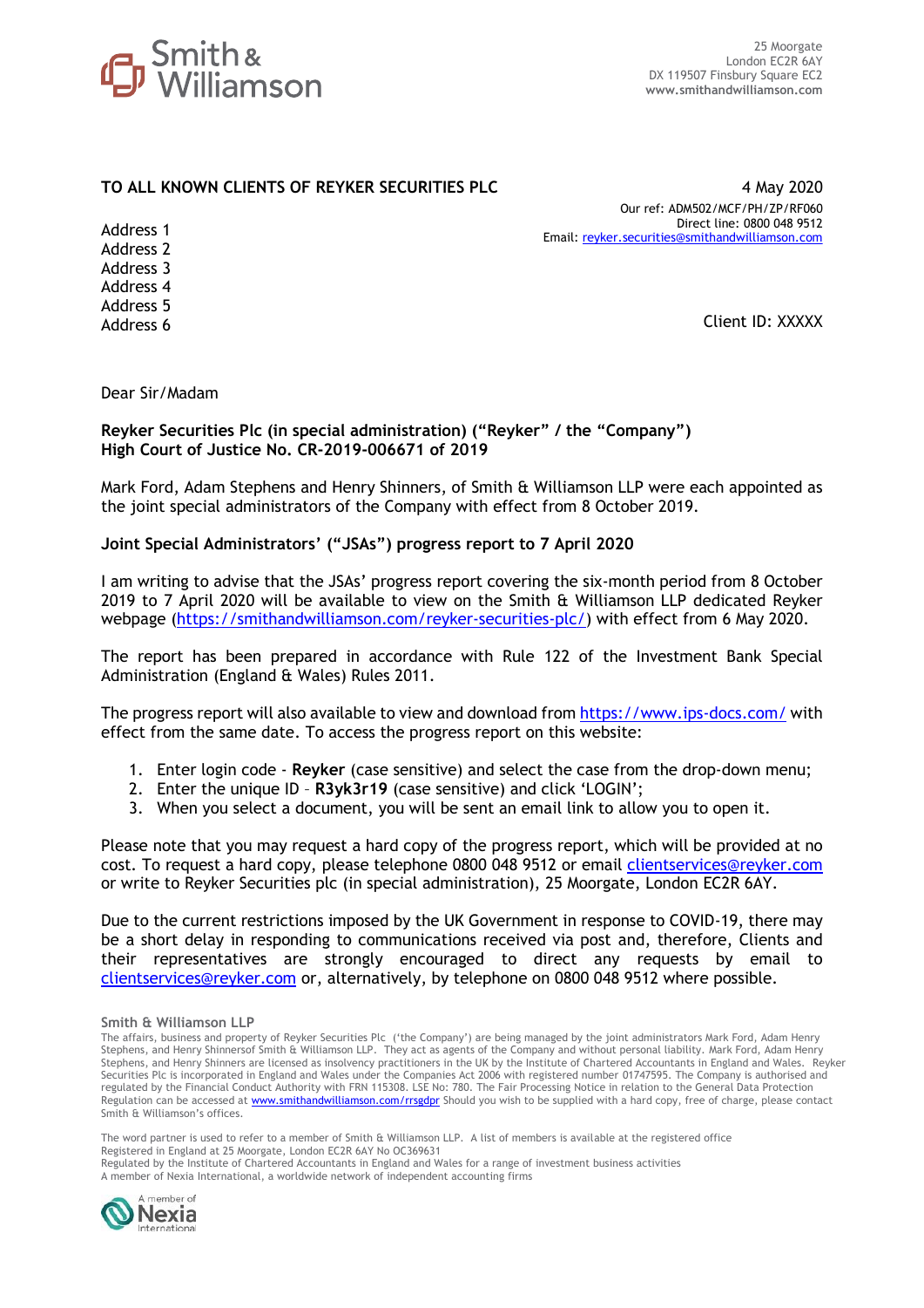25 Moorgate
London EC2R 6AY
DX 119507 Finsbury Square EC2
www.smithandwilliamson.com

**TO ALL KNOWN CLIENTS OF REYKER SECURITIES PLC**

4 May 2020

Our ref: ADM502/MCF/PH/ZP/RF060
Direct line: 0800 048 9512
Email: reyker.securities@smithandwilliamson.com

Address 1
Address 2
Address 3
Address 4
Address 5
Address 6

Client ID: XXXXX

Dear Sir/Madam

**Reyker Securities Plc (in special administration) ("Reyker" / the "Company")**
**High Court of Justice No. CR-2019-006671 of 2019**

Mark Ford, Adam Stephens and Henry Shinners, of Smith & Williamson LLP were each appointed as the joint special administrators of the Company with effect from 8 October 2019.

**Joint Special Administrators' ("JSAs") progress report to 7 April 2020**

I am writing to advise that the JSAs' progress report covering the six-month period from 8 October 2019 to 7 April 2020 will be available to view on the Smith & Williamson LLP dedicated Reyker webpage (https://smithandwilliamson.com/reyker-securities-plc/) with effect from 6 May 2020.

The report has been prepared in accordance with Rule 122 of the Investment Bank Special Administration (England & Wales) Rules 2011.

The progress report will also available to view and download from https://www.ips-docs.com/ with effect from the same date. To access the progress report on this website:

1. Enter login code - **Reyker** (case sensitive) and select the case from the drop-down menu;
2. Enter the unique ID – **R3yk3r19** (case sensitive) and click 'LOGIN';
3. When you select a document, you will be sent an email link to allow you to open it.

Please note that you may request a hard copy of the progress report, which will be provided at no cost. To request a hard copy, please telephone 0800 048 9512 or email clientservices@reyker.com or write to Reyker Securities plc (in special administration), 25 Moorgate, London EC2R 6AY.

Due to the current restrictions imposed by the UK Government in response to COVID-19, there may be a short delay in responding to communications received via post and, therefore, Clients and their representatives are strongly encouraged to direct any requests by email to clientservices@reyker.com or, alternatively, by telephone on 0800 048 9512 where possible.

**Smith & Williamson LLP**

The affairs, business and property of Reyker Securities Plc ('the Company') are being managed by the joint administrators Mark Ford, Adam Henry Stephens, and Henry Shinnersof Smith & Williamson LLP. They act as agents of the Company and without personal liability. Mark Ford, Adam Henry Stephens, and Henry Shinners are licensed as insolvency practitioners in the UK by the Institute of Chartered Accountants in England and Wales. Reyker Securities Plc is incorporated in England and Wales under the Companies Act 2006 with registered number 01747595. The Company is authorised and regulated by the Financial Conduct Authority with FRN 115308. LSE No: 780. The Fair Processing Notice in relation to the General Data Protection Regulation can be accessed at www.smithandwilliamson.com/rrsgdpr Should you wish to be supplied with a hard copy, free of charge, please contact Smith & Williamson's offices.

The word partner is used to refer to a member of Smith & Williamson LLP. A list of members is available at the registered office
Registered in England at 25 Moorgate, London EC2R 6AY No OC369631
Regulated by the Institute of Chartered Accountants in England and Wales for a range of investment business activities
A member of Nexia International, a worldwide network of independent accounting firms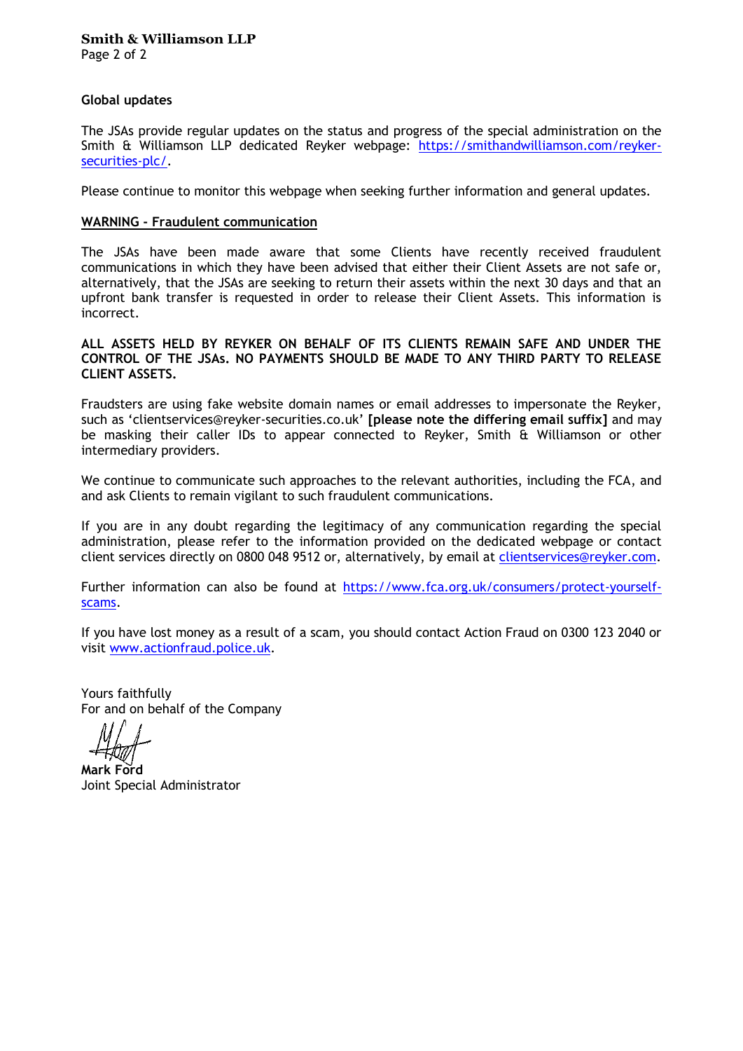## Global updates

The JSAs provide regular updates on the status and progress of the special administration on the Smith & Williamson LLP dedicated Reyker webpage: [https://smithandwilliamson.com/reyker-securities-plc/](https://smithandwilliamson.com/reyker-securities-plc/).

Please continue to monitor this webpage when seeking further information and general updates.

## WARNING - Fraudulent communication

The JSAs have been made aware that some Clients have recently received fraudulent communications in which they have been advised that either their Client Assets are not safe or, alternatively, that the JSAs are seeking to return their assets within the next 30 days and that an upfront bank transfer is requested in order to release their Client Assets. This information is incorrect.

**ALL ASSETS HELD BY REYKER ON BEHALF OF ITS CLIENTS REMAIN SAFE AND UNDER THE CONTROL OF THE JSAs. NO PAYMENTS SHOULD BE MADE TO ANY THIRD PARTY TO RELEASE CLIENT ASSETS.**

Fraudsters are using fake website domain names or email addresses to impersonate the Reyker, such as 'clientservices@reyker-securities.co.uk' **[please note the differing email suffix]** and may be masking their caller IDs to appear connected to Reyker, Smith & Williamson or other intermediary providers.

We continue to communicate such approaches to the relevant authorities, including the FCA, and and ask Clients to remain vigilant to such fraudulent communications.

If you are in any doubt regarding the legitimacy of any communication regarding the special administration, please refer to the information provided on the dedicated webpage or contact client services directly on 0800 048 9512 or, alternatively, by email at [clientservices@reyker.com](mailto:clientservices@reyker.com).

Further information can also be found at [https://www.fca.org.uk/consumers/protect-yourself-scams](https://www.fca.org.uk/consumers/protect-yourself-scams).

If you have lost money as a result of a scam, you should contact Action Fraud on 0300 123 2040 or visit [www.actionfraud.police.uk](http://www.actionfraud.police.uk).

Yours faithfully
For and on behalf of the Company

**Mark Ford**
Joint Special Administrator